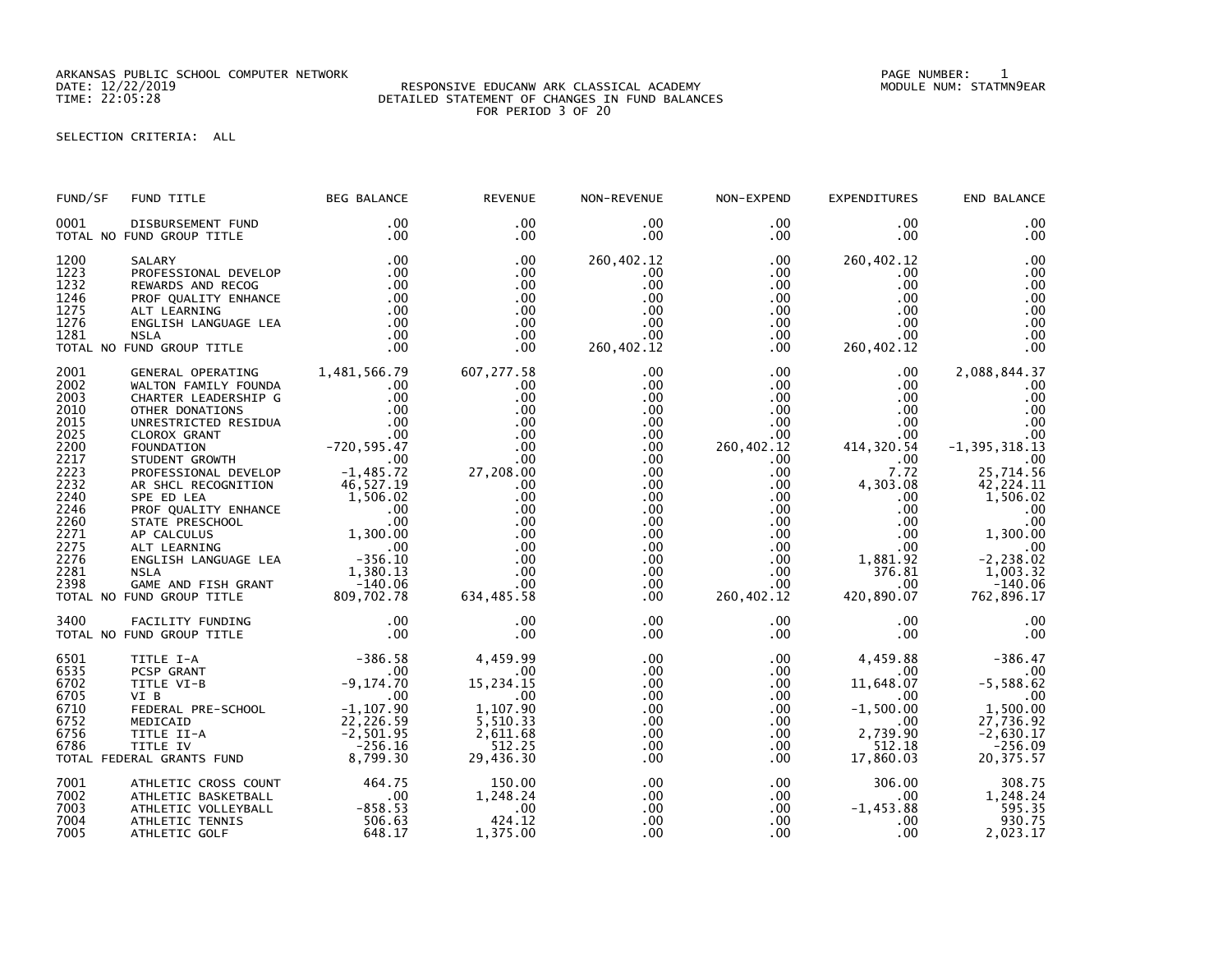ARKANSAS PUBLIC SCHOOL COMPUTER NETWORK
DATE: 12/22/2019
TIME: 22:05:28

RESPONSIVE EDUCANW ARK CLASSICAL ACADEMY
DETAILED STATEMENT OF CHANGES IN FUND BALANCES
FOR PERIOD 3 OF 20

PAGE NUMBER: 1
MODULE NUM: STATMN9EAR

SELECTION CRITERIA: ALL

| FUND/SF | FUND TITLE | BEG BALANCE | REVENUE | NON-REVENUE | NON-EXPEND | EXPENDITURES | END BALANCE |
|---|---|---|---|---|---|---|---|
| 0001 | DISBURSEMENT FUND | .00 | .00 | .00 | .00 | .00 | .00 |
| TOTAL NO FUND GROUP TITLE | | .00 | .00 | .00 | .00 | .00 | .00 |
| 1200 | SALARY | .00 | .00 | 260,402.12 | .00 | 260,402.12 | .00 |
| 1223 | PROFESSIONAL DEVELOP | .00 | .00 | .00 | .00 | .00 | .00 |
| 1232 | REWARDS AND RECOG | .00 | .00 | .00 | .00 | .00 | .00 |
| 1246 | PROF QUALITY ENHANCE | .00 | .00 | .00 | .00 | .00 | .00 |
| 1275 | ALT LEARNING | .00 | .00 | .00 | .00 | .00 | .00 |
| 1276 | ENGLISH LANGUAGE LEA | .00 | .00 | .00 | .00 | .00 | .00 |
| 1281 | NSLA | .00 | .00 | .00 | .00 | .00 | .00 |
| TOTAL NO FUND GROUP TITLE | | .00 | .00 | 260,402.12 | .00 | 260,402.12 | .00 |
| 2001 | GENERAL OPERATING | 1,481,566.79 | 607,277.58 | .00 | .00 | .00 | 2,088,844.37 |
| 2002 | WALTON FAMILY FOUNDA | .00 | .00 | .00 | .00 | .00 | .00 |
| 2003 | CHARTER LEADERSHIP G | .00 | .00 | .00 | .00 | .00 | .00 |
| 2010 | OTHER DONATIONS | .00 | .00 | .00 | .00 | .00 | .00 |
| 2015 | UNRESTRICTED RESIDUA | .00 | .00 | .00 | .00 | .00 | .00 |
| 2025 | CLOROX GRANT | .00 | .00 | .00 | .00 | .00 | .00 |
| 2200 | FOUNDATION | -720,595.47 | .00 | .00 | 260,402.12 | 414,320.54 | -1,395,318.13 |
| 2217 | STUDENT GROWTH | .00 | .00 | .00 | .00 | .00 | .00 |
| 2223 | PROFESSIONAL DEVELOP | -1,485.72 | 27,208.00 | .00 | .00 | 7.72 | 25,714.56 |
| 2232 | AR SHCL RECOGNITION | 46,527.19 | .00 | .00 | .00 | 4,303.08 | 42,224.11 |
| 2240 | SPE ED LEA | 1,506.02 | .00 | .00 | .00 | .00 | 1,506.02 |
| 2246 | PROF QUALITY ENHANCE | .00 | .00 | .00 | .00 | .00 | .00 |
| 2260 | STATE PRESCHOOL | .00 | .00 | .00 | .00 | .00 | .00 |
| 2271 | AP CALCULUS | 1,300.00 | .00 | .00 | .00 | .00 | 1,300.00 |
| 2275 | ALT LEARNING | .00 | .00 | .00 | .00 | .00 | .00 |
| 2276 | ENGLISH LANGUAGE LEA | -356.10 | .00 | .00 | .00 | 1,881.92 | -2,238.02 |
| 2281 | NSLA | 1,380.13 | .00 | .00 | .00 | 376.81 | 1,003.32 |
| 2398 | GAME AND FISH GRANT | -140.06 | .00 | .00 | .00 | .00 | -140.06 |
| TOTAL NO FUND GROUP TITLE | | 809,702.78 | 634,485.58 | .00 | 260,402.12 | 420,890.07 | 762,896.17 |
| 3400 | FACILITY FUNDING | .00 | .00 | .00 | .00 | .00 | .00 |
| TOTAL NO FUND GROUP TITLE | | .00 | .00 | .00 | .00 | .00 | .00 |
| 6501 | TITLE I-A | -386.58 | 4,459.99 | .00 | .00 | 4,459.88 | -386.47 |
| 6535 | PCSP GRANT | .00 | .00 | .00 | .00 | .00 | .00 |
| 6702 | TITLE VI-B | -9,174.70 | 15,234.15 | .00 | .00 | 11,648.07 | -5,588.62 |
| 6705 | VI B | .00 | .00 | .00 | .00 | .00 | .00 |
| 6710 | FEDERAL PRE-SCHOOL | -1,107.90 | 1,107.90 | .00 | .00 | -1,500.00 | 1,500.00 |
| 6752 | MEDICAID | 22,226.59 | 5,510.33 | .00 | .00 | .00 | 27,736.92 |
| 6756 | TITLE II-A | -2,501.95 | 2,611.68 | .00 | .00 | 2,739.90 | -2,630.17 |
| 6786 | TITLE IV | -256.16 | 512.25 | .00 | .00 | 512.18 | -256.09 |
| TOTAL FEDERAL GRANTS FUND | | 8,799.30 | 29,436.30 | .00 | .00 | 17,860.03 | 20,375.57 |
| 7001 | ATHLETIC CROSS COUNT | 464.75 | 150.00 | .00 | .00 | 306.00 | 308.75 |
| 7002 | ATHLETIC BASKETBALL | .00 | 1,248.24 | .00 | .00 | .00 | 1,248.24 |
| 7003 | ATHLETIC VOLLEYBALL | -858.53 | .00 | .00 | .00 | -1,453.88 | 595.35 |
| 7004 | ATHLETIC TENNIS | 506.63 | 424.12 | .00 | .00 | .00 | 930.75 |
| 7005 | ATHLETIC GOLF | 648.17 | 1,375.00 | .00 | .00 | .00 | 2,023.17 |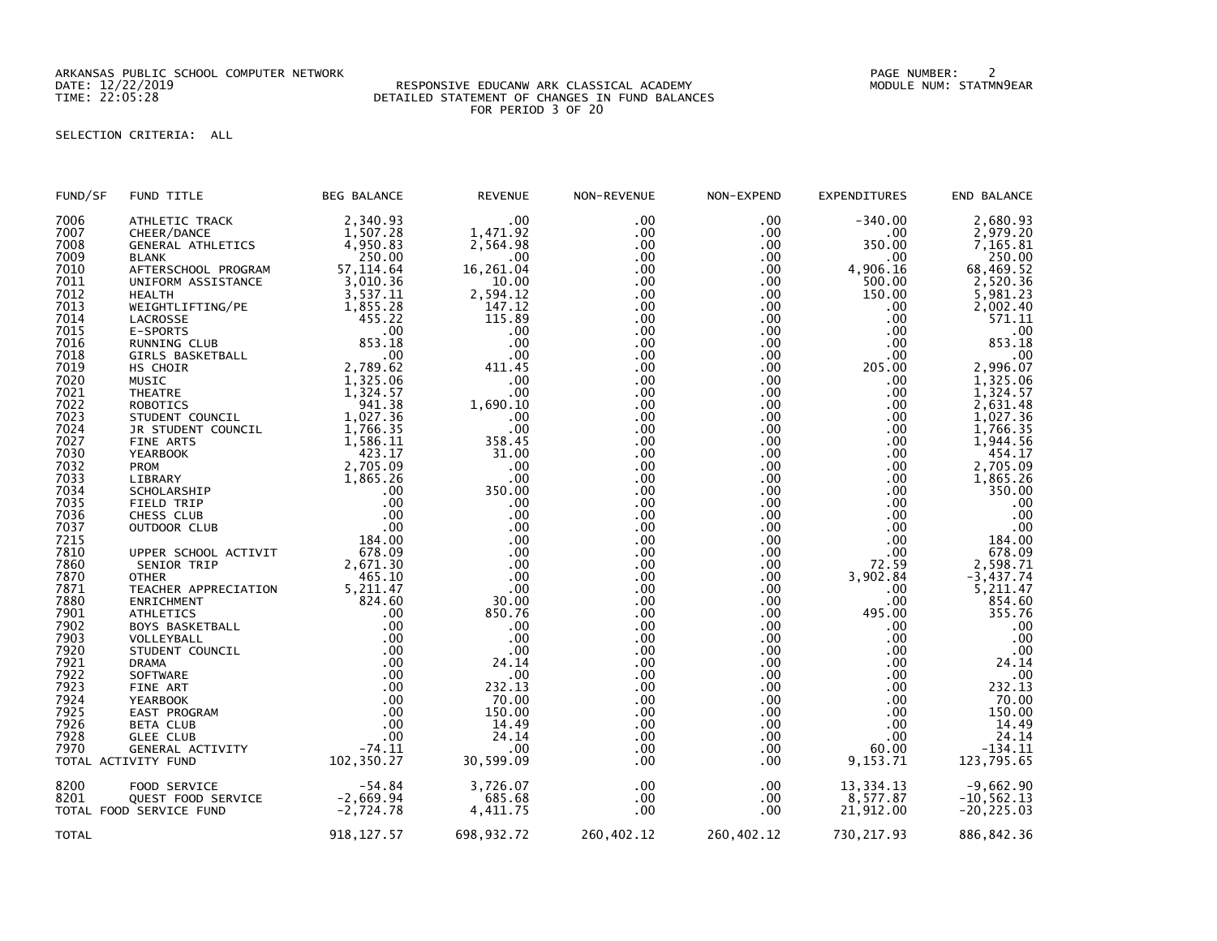ARKANSAS PUBLIC SCHOOL COMPUTER NETWORK
DATE: 12/22/2019
TIME: 22:05:28

RESPONSIVE EDUCANW ARK CLASSICAL ACADEMY
DETAILED STATEMENT OF CHANGES IN FUND BALANCES
FOR PERIOD 3 OF 20

PAGE NUMBER: 2
MODULE NUM: STATMN9EAR

SELECTION CRITERIA: ALL

| FUND/SF | FUND TITLE | BEG BALANCE | REVENUE | NON-REVENUE | NON-EXPEND | EXPENDITURES | END BALANCE |
|---|---|---|---|---|---|---|---|
| 7006 | ATHLETIC TRACK | 2,340.93 | .00 | .00 | .00 | -340.00 | 2,680.93 |
| 7007 | CHEER/DANCE | 1,507.28 | 1,471.92 | .00 | .00 | .00 | 2,979.20 |
| 7008 | GENERAL ATHLETICS | 4,950.83 | 2,564.98 | .00 | .00 | 350.00 | 7,165.81 |
| 7009 | BLANK | 250.00 | .00 | .00 | .00 | .00 | 250.00 |
| 7010 | AFTERSCHOOL PROGRAM | 57,114.64 | 16,261.04 | .00 | .00 | 4,906.16 | 68,469.52 |
| 7011 | UNIFORM ASSISTANCE | 3,010.36 | 10.00 | .00 | .00 | 500.00 | 2,520.36 |
| 7012 | HEALTH | 3,537.11 | 2,594.12 | .00 | .00 | 150.00 | 5,981.23 |
| 7013 | WEIGHTLIFTING/PE | 1,855.28 | 147.12 | .00 | .00 | .00 | 2,002.40 |
| 7014 | LACROSSE | 455.22 | 115.89 | .00 | .00 | .00 | 571.11 |
| 7015 | E-SPORTS | .00 | .00 | .00 | .00 | .00 | .00 |
| 7016 | RUNNING CLUB | 853.18 | .00 | .00 | .00 | .00 | 853.18 |
| 7018 | GIRLS BASKETBALL | .00 | .00 | .00 | .00 | .00 | .00 |
| 7019 | HS CHOIR | 2,789.62 | 411.45 | .00 | .00 | 205.00 | 2,996.07 |
| 7020 | MUSIC | 1,325.06 | .00 | .00 | .00 | .00 | 1,325.06 |
| 7021 | THEATRE | 1,324.57 | .00 | .00 | .00 | .00 | 1,324.57 |
| 7022 | ROBOTICS | 941.38 | 1,690.10 | .00 | .00 | .00 | 2,631.48 |
| 7023 | STUDENT COUNCIL | 1,027.36 | .00 | .00 | .00 | .00 | 1,027.36 |
| 7024 | JR STUDENT COUNCIL | 1,766.35 | .00 | .00 | .00 | .00 | 1,766.35 |
| 7027 | FINE ARTS | 1,586.11 | 358.45 | .00 | .00 | .00 | 1,944.56 |
| 7030 | YEARBOOK | 423.17 | 31.00 | .00 | .00 | .00 | 454.17 |
| 7032 | PROM | 2,705.09 | .00 | .00 | .00 | .00 | 2,705.09 |
| 7033 | LIBRARY | 1,865.26 | .00 | .00 | .00 | .00 | 1,865.26 |
| 7034 | SCHOLARSHIP | .00 | 350.00 | .00 | .00 | .00 | 350.00 |
| 7035 | FIELD TRIP | .00 | .00 | .00 | .00 | .00 | .00 |
| 7036 | CHESS CLUB | .00 | .00 | .00 | .00 | .00 | .00 |
| 7037 | OUTDOOR CLUB | .00 | .00 | .00 | .00 | .00 | .00 |
| 7215 | | 184.00 | .00 | .00 | .00 | .00 | 184.00 |
| 7810 | UPPER SCHOOL ACTIVIT | 678.09 | .00 | .00 | .00 | .00 | 678.09 |
| 7860 | SENIOR TRIP | 2,671.30 | .00 | .00 | .00 | 72.59 | 2,598.71 |
| 7870 | OTHER | 465.10 | .00 | .00 | .00 | 3,902.84 | -3,437.74 |
| 7871 | TEACHER APPRECIATION | 5,211.47 | .00 | .00 | .00 | .00 | 5,211.47 |
| 7880 | ENRICHMENT | 824.60 | 30.00 | .00 | .00 | .00 | 854.60 |
| 7901 | ATHLETICS | .00 | 850.76 | .00 | .00 | 495.00 | 355.76 |
| 7902 | BOYS BASKETBALL | .00 | .00 | .00 | .00 | .00 | .00 |
| 7903 | VOLLEYBALL | .00 | .00 | .00 | .00 | .00 | .00 |
| 7920 | STUDENT COUNCIL | .00 | .00 | .00 | .00 | .00 | .00 |
| 7921 | DRAMA | .00 | 24.14 | .00 | .00 | .00 | 24.14 |
| 7922 | SOFTWARE | .00 | .00 | .00 | .00 | .00 | .00 |
| 7923 | FINE ART | .00 | 232.13 | .00 | .00 | .00 | 232.13 |
| 7924 | YEARBOOK | .00 | 70.00 | .00 | .00 | .00 | 70.00 |
| 7925 | EAST PROGRAM | .00 | 150.00 | .00 | .00 | .00 | 150.00 |
| 7926 | BETA CLUB | .00 | 14.49 | .00 | .00 | .00 | 14.49 |
| 7928 | GLEE CLUB | .00 | 24.14 | .00 | .00 | .00 | 24.14 |
| 7970 | GENERAL ACTIVITY | -74.11 | .00 | .00 | .00 | 60.00 | -134.11 |
| TOTAL ACTIVITY FUND | | 102,350.27 | 30,599.09 | .00 | .00 | 9,153.71 | 123,795.65 |
| 8200 | FOOD SERVICE | -54.84 | 3,726.07 | .00 | .00 | 13,334.13 | -9,662.90 |
| 8201 | QUEST FOOD SERVICE | -2,669.94 | 685.68 | .00 | .00 | 8,577.87 | -10,562.13 |
| TOTAL FOOD SERVICE FUND | | -2,724.78 | 4,411.75 | .00 | .00 | 21,912.00 | -20,225.03 |
| TOTAL | | 918,127.57 | 698,932.72 | 260,402.12 | 260,402.12 | 730,217.93 | 886,842.36 |